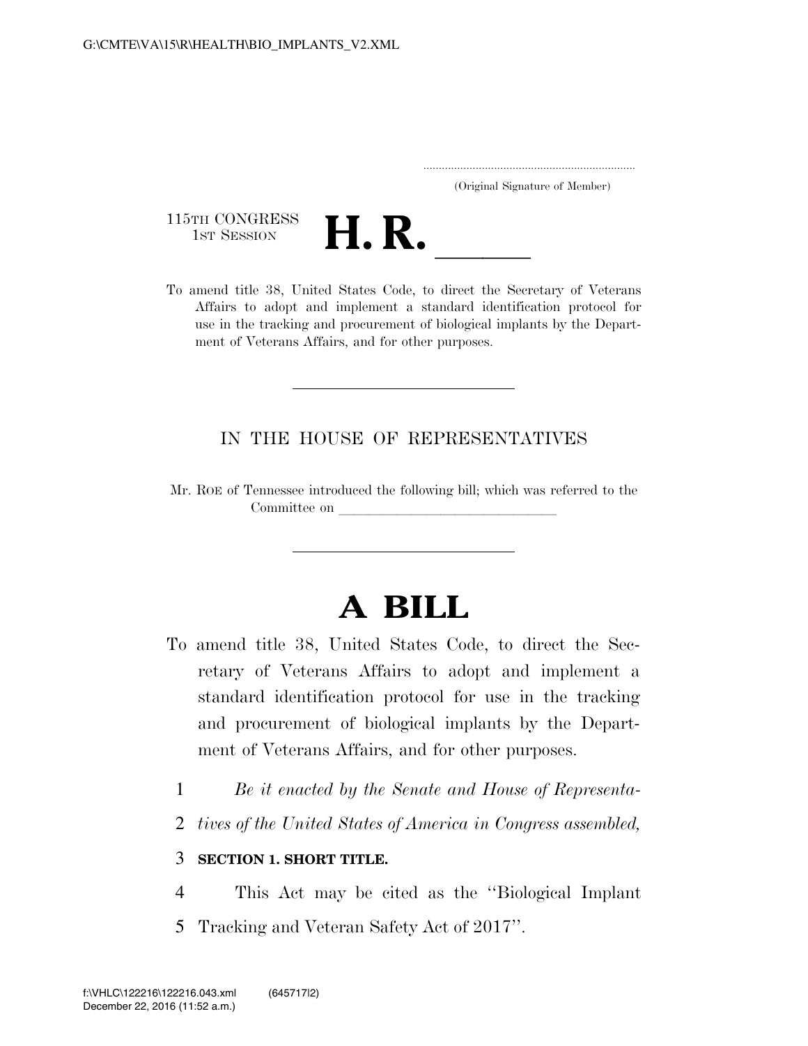G:\CMTE\VA\15\R\HEALTH\BIO_IMPLANTS_V2.XML

.....................................................................

(Original Signature of Member)

115TH CONGRESS
1ST SESSION

# H. R. ______

To amend title 38, United States Code, to direct the Secretary of Veterans Affairs to adopt and implement a standard identification protocol for use in the tracking and procurement of biological implants by the Department of Veterans Affairs, and for other purposes.

---

IN THE HOUSE OF REPRESENTATIVES

Mr. ROE of Tennessee introduced the following bill; which was referred to the Committee on ______________________________

---

# A BILL

To amend title 38, United States Code, to direct the Secretary of Veterans Affairs to adopt and implement a standard identification protocol for use in the tracking and procurement of biological implants by the Department of Veterans Affairs, and for other purposes.

1 *Be it enacted by the Senate and House of Representa-*
2 *tives of the United States of America in Congress assembled,*

3 **SECTION 1. SHORT TITLE.**

4 This Act may be cited as the ''Biological Implant
5 Tracking and Veteran Safety Act of 2017''.

f:\VHLC\122216\122216.043.xml (645717|2)
December 22, 2016 (11:52 a.m.)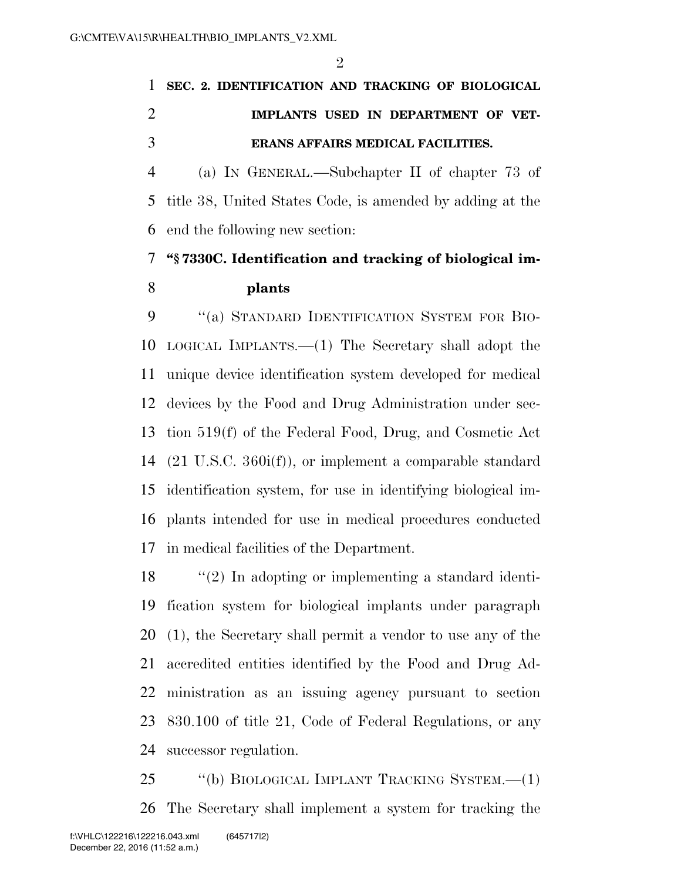**SEC. 2. IDENTIFICATION AND TRACKING OF BIOLOGICAL IMPLANTS USED IN DEPARTMENT OF VETERANS AFFAIRS MEDICAL FACILITIES.**

(a) IN GENERAL.—Subchapter II of chapter 73 of title 38, United States Code, is amended by adding at the end the following new section:

**"§ 7330C. Identification and tracking of biological implants**

"(a) STANDARD IDENTIFICATION SYSTEM FOR BIOLOGICAL IMPLANTS.—(1) The Secretary shall adopt the unique device identification system developed for medical devices by the Food and Drug Administration under section 519(f) of the Federal Food, Drug, and Cosmetic Act (21 U.S.C. 360i(f)), or implement a comparable standard identification system, for use in identifying biological implants intended for use in medical procedures conducted in medical facilities of the Department.

"(2) In adopting or implementing a standard identification system for biological implants under paragraph (1), the Secretary shall permit a vendor to use any of the accredited entities identified by the Food and Drug Administration as an issuing agency pursuant to section 830.100 of title 21, Code of Federal Regulations, or any successor regulation.

"(b) BIOLOGICAL IMPLANT TRACKING SYSTEM.—(1) The Secretary shall implement a system for tracking the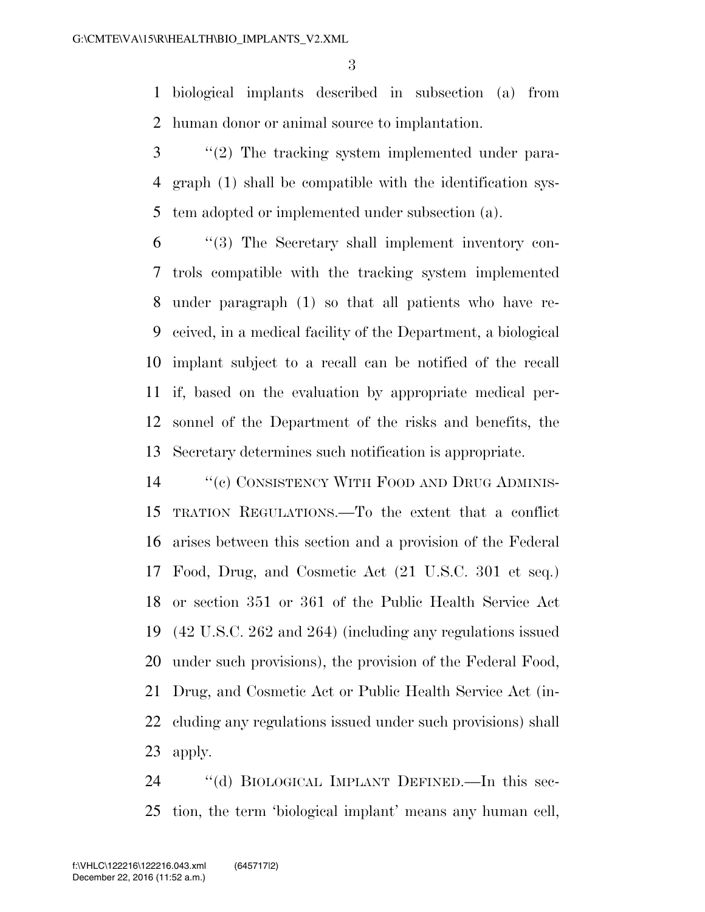biological implants described in subsection (a) from human donor or animal source to implantation.

"(2) The tracking system implemented under paragraph (1) shall be compatible with the identification system adopted or implemented under subsection (a).

"(3) The Secretary shall implement inventory controls compatible with the tracking system implemented under paragraph (1) so that all patients who have received, in a medical facility of the Department, a biological implant subject to a recall can be notified of the recall if, based on the evaluation by appropriate medical personnel of the Department of the risks and benefits, the Secretary determines such notification is appropriate.

"(c) CONSISTENCY WITH FOOD AND DRUG ADMINISTRATION REGULATIONS.—To the extent that a conflict arises between this section and a provision of the Federal Food, Drug, and Cosmetic Act (21 U.S.C. 301 et seq.) or section 351 or 361 of the Public Health Service Act (42 U.S.C. 262 and 264) (including any regulations issued under such provisions), the provision of the Federal Food, Drug, and Cosmetic Act or Public Health Service Act (including any regulations issued under such provisions) shall apply.

"(d) BIOLOGICAL IMPLANT DEFINED.—In this section, the term 'biological implant' means any human cell,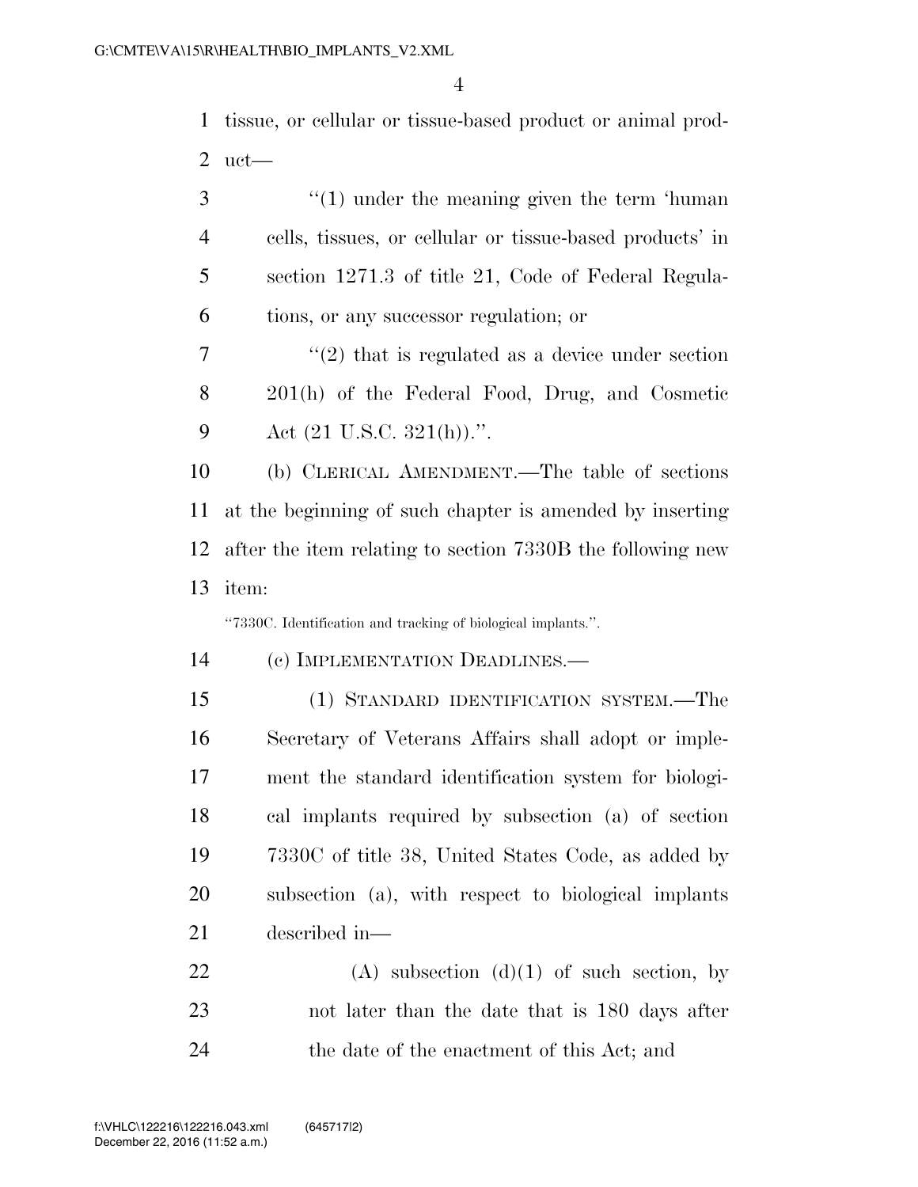tissue, or cellular or tissue-based product or animal product—

"(1) under the meaning given the term 'human cells, tissues, or cellular or tissue-based products' in section 1271.3 of title 21, Code of Federal Regulations, or any successor regulation; or

"(2) that is regulated as a device under section 201(h) of the Federal Food, Drug, and Cosmetic Act (21 U.S.C. 321(h)).".

(b) CLERICAL AMENDMENT.—The table of sections at the beginning of such chapter is amended by inserting after the item relating to section 7330B the following new item:

"7330C. Identification and tracking of biological implants.".

(c) IMPLEMENTATION DEADLINES.—

(1) STANDARD IDENTIFICATION SYSTEM.—The Secretary of Veterans Affairs shall adopt or implement the standard identification system for biological implants required by subsection (a) of section 7330C of title 38, United States Code, as added by subsection (a), with respect to biological implants described in—

(A) subsection (d)(1) of such section, by not later than the date that is 180 days after the date of the enactment of this Act; and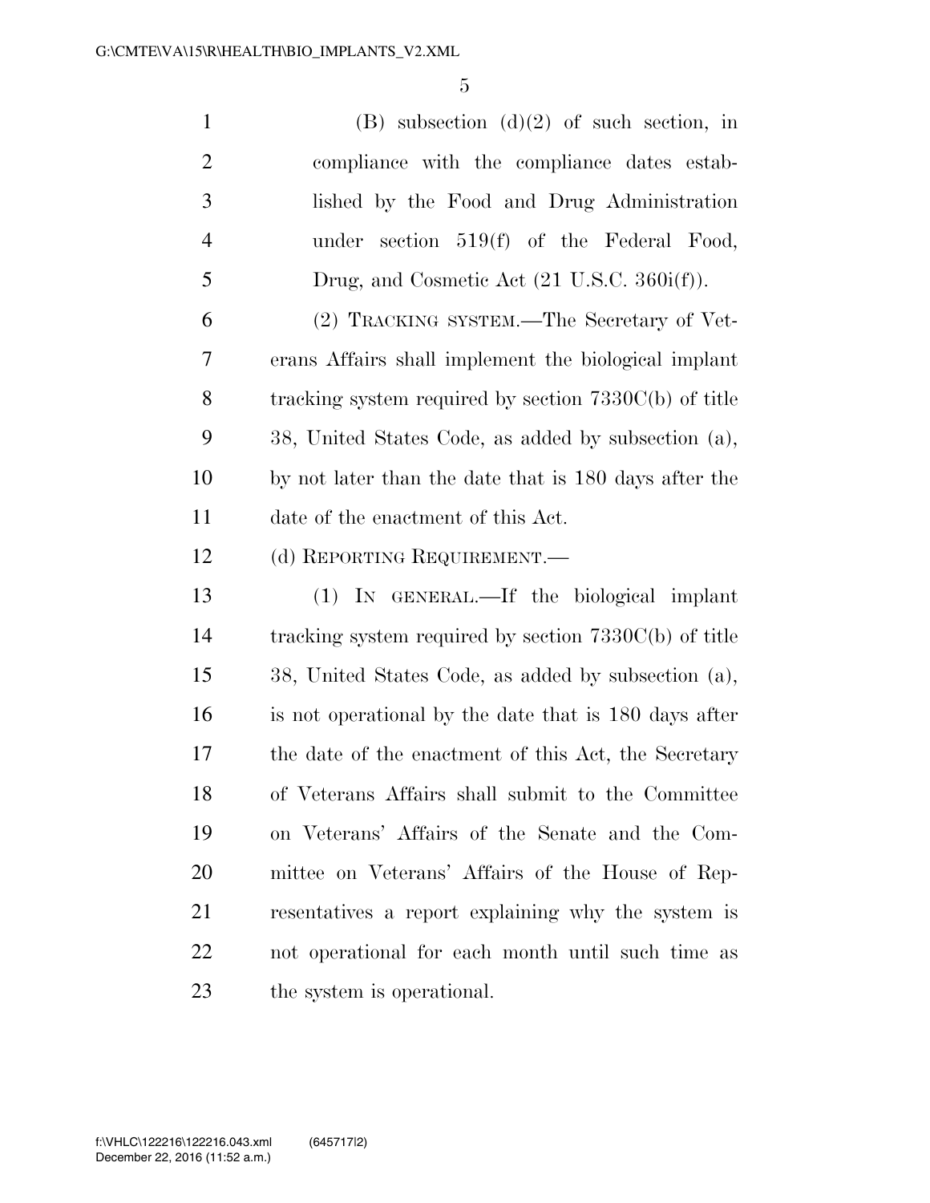(B) subsection (d)(2) of such section, in compliance with the compliance dates established by the Food and Drug Administration under section 519(f) of the Federal Food, Drug, and Cosmetic Act (21 U.S.C. 360i(f)).

(2) TRACKING SYSTEM.—The Secretary of Veterans Affairs shall implement the biological implant tracking system required by section 7330C(b) of title 38, United States Code, as added by subsection (a), by not later than the date that is 180 days after the date of the enactment of this Act.

(d) REPORTING REQUIREMENT.—

(1) IN GENERAL.—If the biological implant tracking system required by section 7330C(b) of title 38, United States Code, as added by subsection (a), is not operational by the date that is 180 days after the date of the enactment of this Act, the Secretary of Veterans Affairs shall submit to the Committee on Veterans' Affairs of the Senate and the Committee on Veterans' Affairs of the House of Representatives a report explaining why the system is not operational for each month until such time as the system is operational.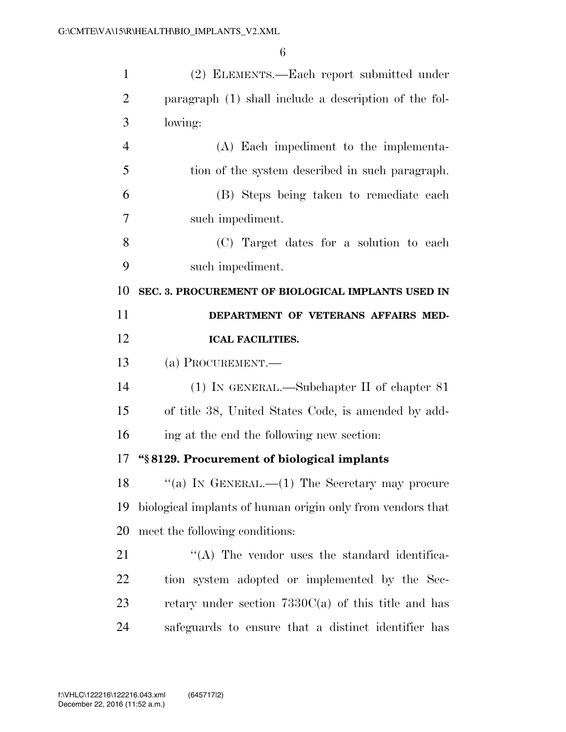(2) ELEMENTS.—Each report submitted under paragraph (1) shall include a description of the following:

(A) Each impediment to the implementation of the system described in such paragraph.

(B) Steps being taken to remediate each such impediment.

(C) Target dates for a solution to each such impediment.

**SEC. 3. PROCUREMENT OF BIOLOGICAL IMPLANTS USED IN DEPARTMENT OF VETERANS AFFAIRS MEDICAL FACILITIES.**

(a) PROCUREMENT.—

(1) IN GENERAL.—Subchapter II of chapter 81 of title 38, United States Code, is amended by adding at the end the following new section:

**"§ 8129. Procurement of biological implants**

"(a) IN GENERAL.—(1) The Secretary may procure biological implants of human origin only from vendors that meet the following conditions:

"(A) The vendor uses the standard identification system adopted or implemented by the Secretary under section 7330C(a) of this title and has safeguards to ensure that a distinct identifier has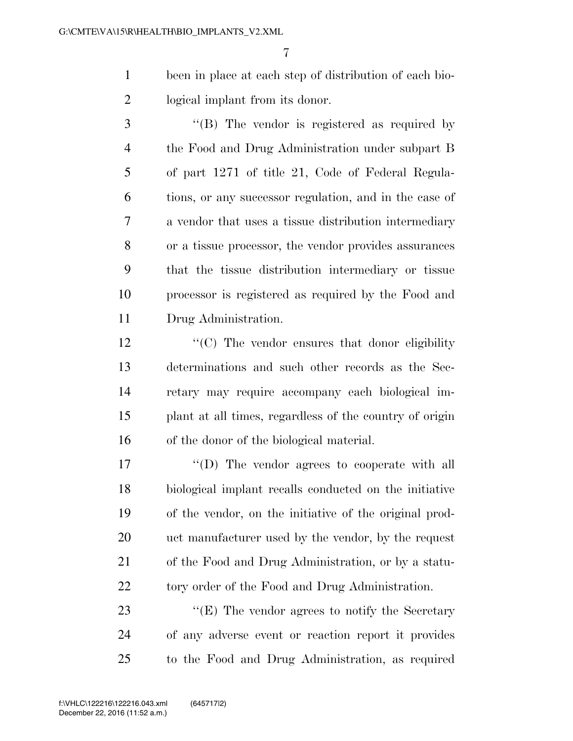been in place at each step of distribution of each biological implant from its donor.

''(B) The vendor is registered as required by the Food and Drug Administration under subpart B of part 1271 of title 21, Code of Federal Regulations, or any successor regulation, and in the case of a vendor that uses a tissue distribution intermediary or a tissue processor, the vendor provides assurances that the tissue distribution intermediary or tissue processor is registered as required by the Food and Drug Administration.

''(C) The vendor ensures that donor eligibility determinations and such other records as the Secretary may require accompany each biological implant at all times, regardless of the country of origin of the donor of the biological material.

''(D) The vendor agrees to cooperate with all biological implant recalls conducted on the initiative of the vendor, on the initiative of the original product manufacturer used by the vendor, by the request of the Food and Drug Administration, or by a statutory order of the Food and Drug Administration.

''(E) The vendor agrees to notify the Secretary of any adverse event or reaction report it provides to the Food and Drug Administration, as required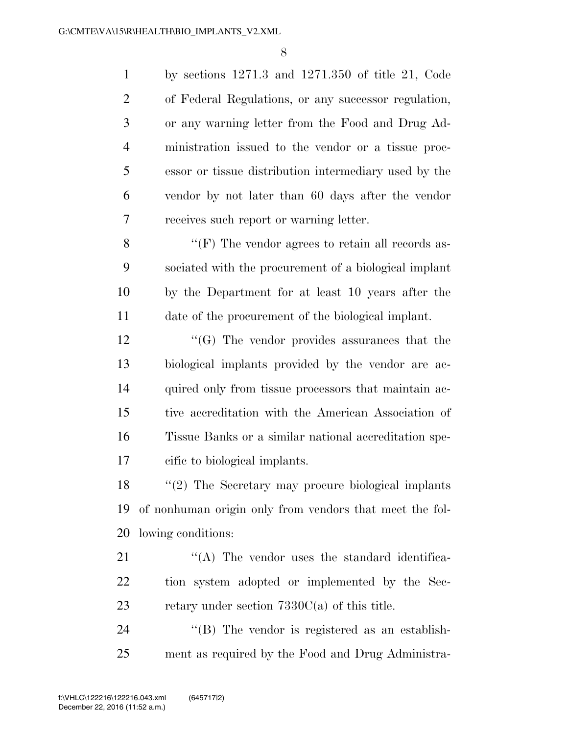by sections 1271.3 and 1271.350 of title 21, Code of Federal Regulations, or any successor regulation, or any warning letter from the Food and Drug Administration issued to the vendor or a tissue processor or tissue distribution intermediary used by the vendor by not later than 60 days after the vendor receives such report or warning letter.

''(F) The vendor agrees to retain all records associated with the procurement of a biological implant by the Department for at least 10 years after the date of the procurement of the biological implant.

''(G) The vendor provides assurances that the biological implants provided by the vendor are acquired only from tissue processors that maintain active accreditation with the American Association of Tissue Banks or a similar national accreditation specific to biological implants.

''(2) The Secretary may procure biological implants of nonhuman origin only from vendors that meet the following conditions:

''(A) The vendor uses the standard identification system adopted or implemented by the Secretary under section 7330C(a) of this title.

''(B) The vendor is registered as an establishment as required by the Food and Drug Administra-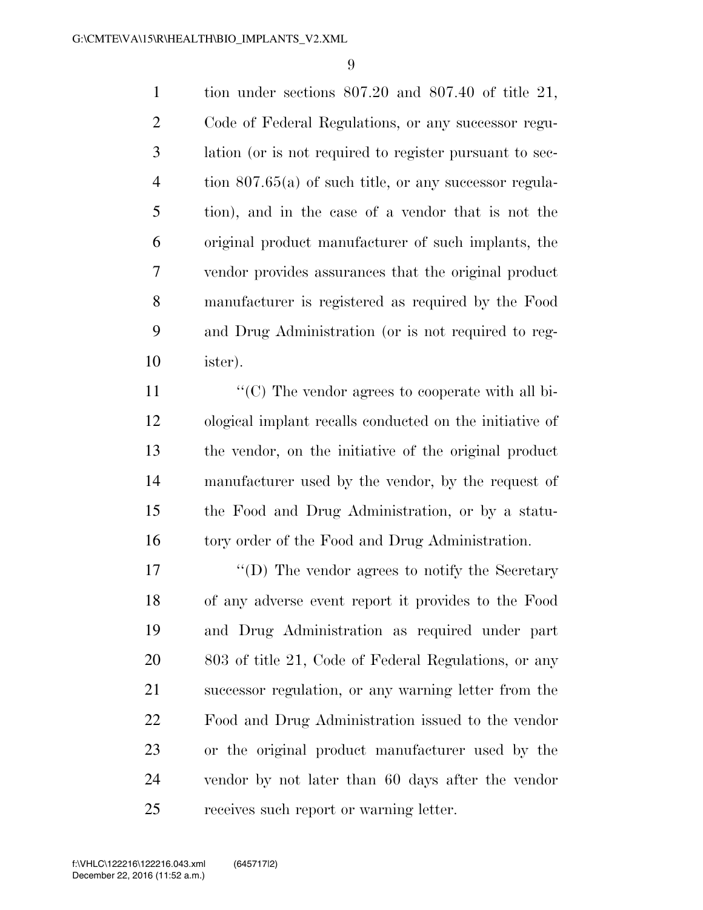tion under sections 807.20 and 807.40 of title 21, Code of Federal Regulations, or any successor regulation (or is not required to register pursuant to section 807.65(a) of such title, or any successor regulation), and in the case of a vendor that is not the original product manufacturer of such implants, the vendor provides assurances that the original product manufacturer is registered as required by the Food and Drug Administration (or is not required to register).

''(C) The vendor agrees to cooperate with all biological implant recalls conducted on the initiative of the vendor, on the initiative of the original product manufacturer used by the vendor, by the request of the Food and Drug Administration, or by a statutory order of the Food and Drug Administration.

''(D) The vendor agrees to notify the Secretary of any adverse event report it provides to the Food and Drug Administration as required under part 803 of title 21, Code of Federal Regulations, or any successor regulation, or any warning letter from the Food and Drug Administration issued to the vendor or the original product manufacturer used by the vendor by not later than 60 days after the vendor receives such report or warning letter.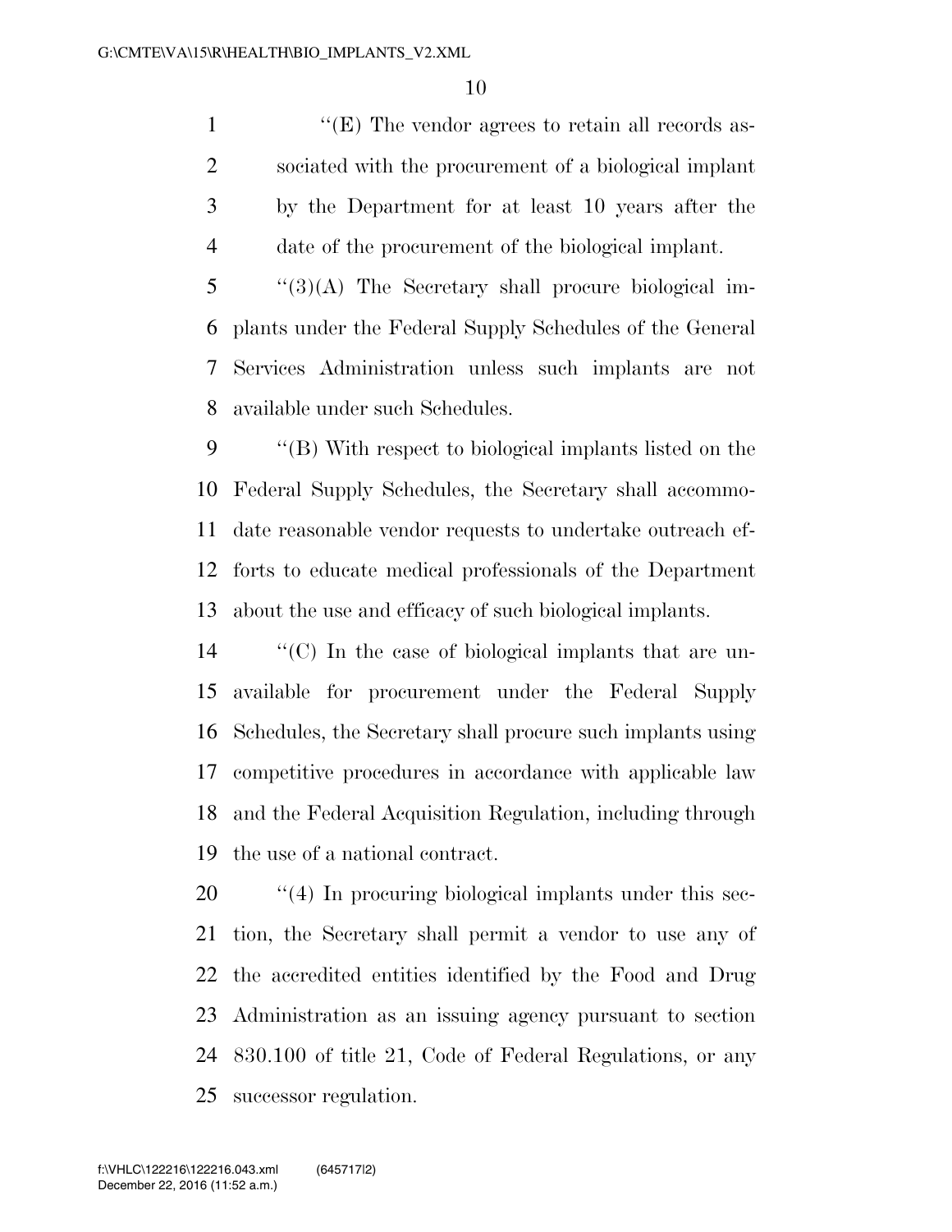''(E) The vendor agrees to retain all records associated with the procurement of a biological implant by the Department for at least 10 years after the date of the procurement of the biological implant.

''(3)(A) The Secretary shall procure biological implants under the Federal Supply Schedules of the General Services Administration unless such implants are not available under such Schedules.

''(B) With respect to biological implants listed on the Federal Supply Schedules, the Secretary shall accommodate reasonable vendor requests to undertake outreach efforts to educate medical professionals of the Department about the use and efficacy of such biological implants.

''(C) In the case of biological implants that are unavailable for procurement under the Federal Supply Schedules, the Secretary shall procure such implants using competitive procedures in accordance with applicable law and the Federal Acquisition Regulation, including through the use of a national contract.

''(4) In procuring biological implants under this section, the Secretary shall permit a vendor to use any of the accredited entities identified by the Food and Drug Administration as an issuing agency pursuant to section 830.100 of title 21, Code of Federal Regulations, or any successor regulation.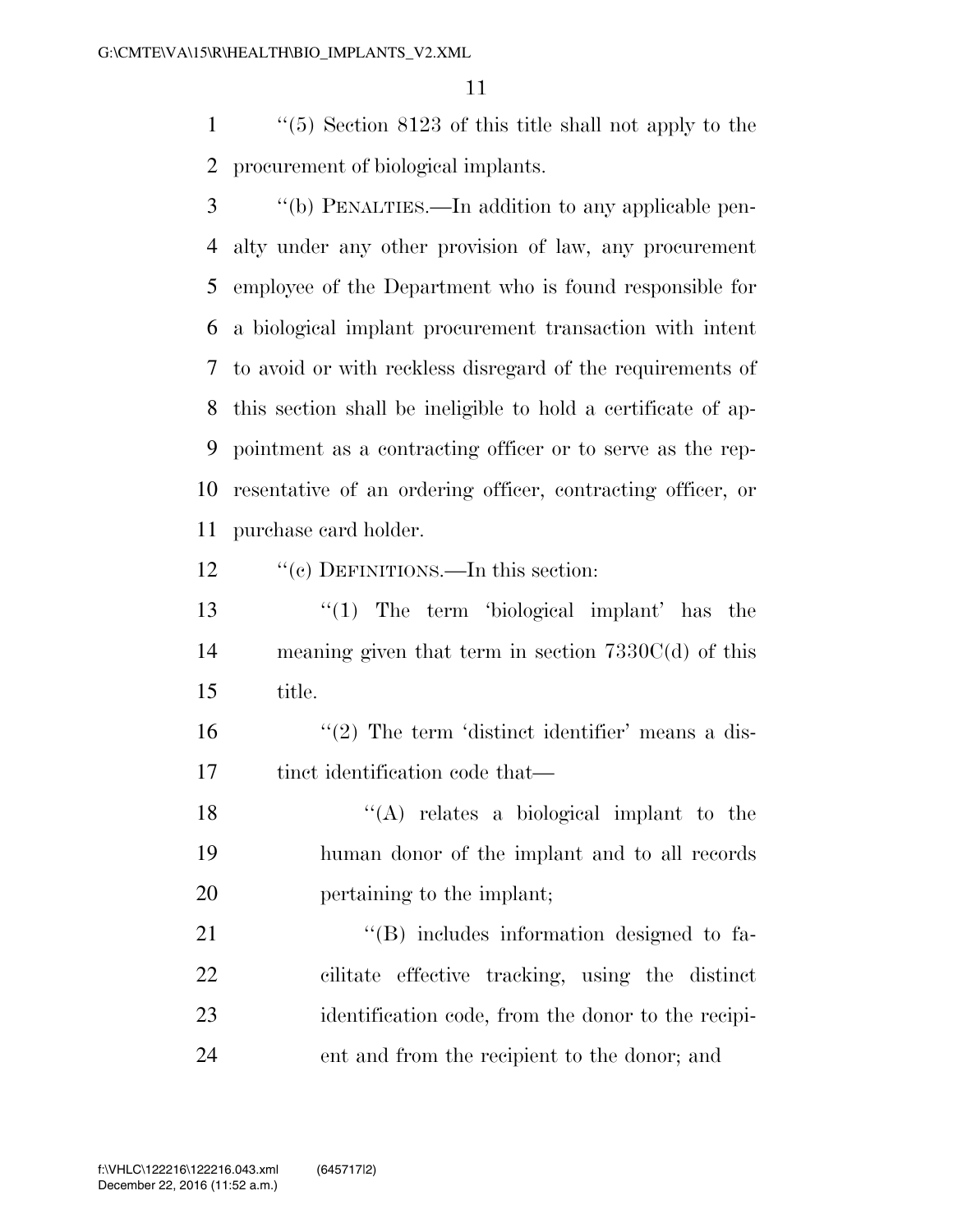''(5) Section 8123 of this title shall not apply to the procurement of biological implants.

''(b) PENALTIES.—In addition to any applicable penalty under any other provision of law, any procurement employee of the Department who is found responsible for a biological implant procurement transaction with intent to avoid or with reckless disregard of the requirements of this section shall be ineligible to hold a certificate of appointment as a contracting officer or to serve as the representative of an ordering officer, contracting officer, or purchase card holder.

''(c) DEFINITIONS.—In this section:

''(1) The term 'biological implant' has the meaning given that term in section 7330C(d) of this title.

''(2) The term 'distinct identifier' means a distinct identification code that—

''(A) relates a biological implant to the human donor of the implant and to all records pertaining to the implant;

''(B) includes information designed to facilitate effective tracking, using the distinct identification code, from the donor to the recipient and from the recipient to the donor; and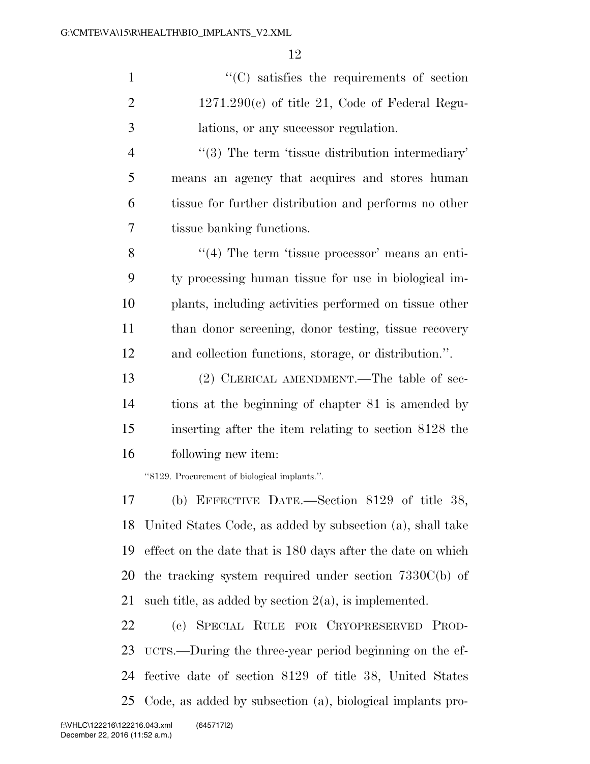"(C) satisfies the requirements of section 1271.290(c) of title 21, Code of Federal Regulations, or any successor regulation.

"(3) The term 'tissue distribution intermediary' means an agency that acquires and stores human tissue for further distribution and performs no other tissue banking functions.

"(4) The term 'tissue processor' means an entity processing human tissue for use in biological implants, including activities performed on tissue other than donor screening, donor testing, tissue recovery and collection functions, storage, or distribution.".

(2) CLERICAL AMENDMENT.—The table of sections at the beginning of chapter 81 is amended by inserting after the item relating to section 8128 the following new item:

"8129. Procurement of biological implants.".

(b) EFFECTIVE DATE.—Section 8129 of title 38, United States Code, as added by subsection (a), shall take effect on the date that is 180 days after the date on which the tracking system required under section 7330C(b) of such title, as added by section 2(a), is implemented.

(c) SPECIAL RULE FOR CRYOPRESERVED PRODUCTS.—During the three-year period beginning on the effective date of section 8129 of title 38, United States Code, as added by subsection (a), biological implants pro-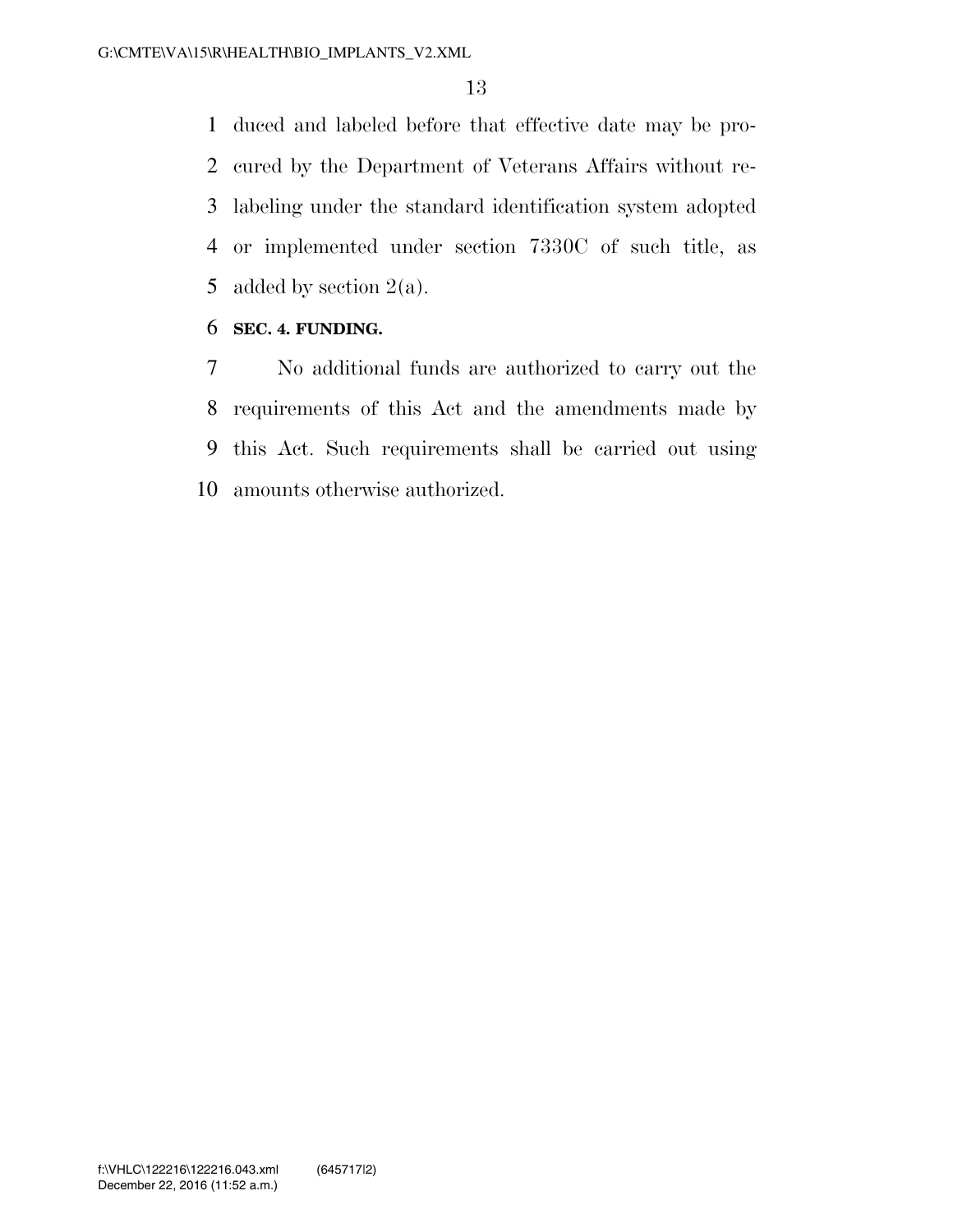duced and labeled before that effective date may be procured by the Department of Veterans Affairs without relabeling under the standard identification system adopted or implemented under section 7330C of such title, as added by section 2(a).

**SEC. 4. FUNDING.**

No additional funds are authorized to carry out the requirements of this Act and the amendments made by this Act. Such requirements shall be carried out using amounts otherwise authorized.